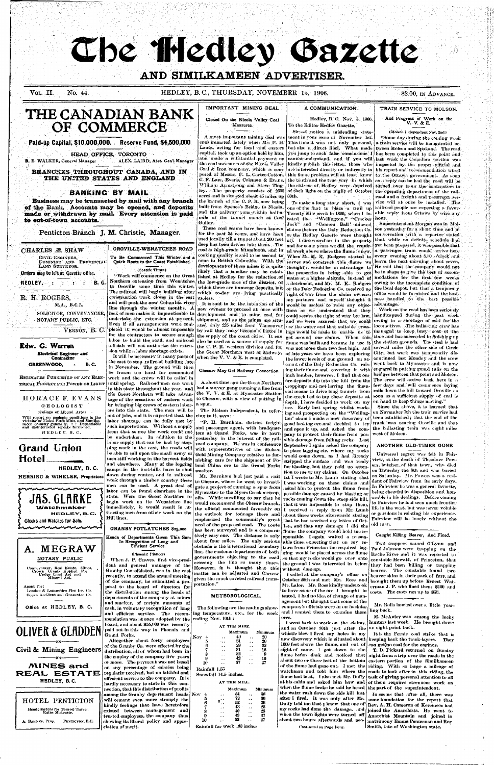# The Hedley Gazette

## AND SIMILKAMEEN ADVERTISER.

Vol. II. No. 44. HEDLEY, B.C., THURSDAY, NOVEMBER 15, 1906. $2.00, In Advance.

# THE CANADIAN BANK OF COMMERCE

**Paid-up Capital, $10,000,000. Reserve Fund, $4,500,000**

HEAD OFFICE, TORONTO

B. E. WALKER, General Manager ALEX. LAIRD, Asst. Gen'l Manager

**BRANCHES THROUGHOUT CANADA, AND IN THE UNITED STATES AND ENGLAND**

## BANKING BY MAIL

**Business may be transacted by mail with any branch of the Bank. Accounts may be opened, and deposits made or withdrawn by mail. Every attention is paid to out-of-town accounts.**

Penticton Branch J. M. Christie, Manager.

---

**CHARLES Æ. SHAW**

Civil Engineer, Dominion and Provincial Land Surveyor.

Orders may be left at Gazette office.

HEDLEY, B. C.

---

**R. H. ROGERS,**

M.A., B.C.L.

SOLICITOR, CONVEYANCER, NOTARY PUBLIC, ETC.

VERNON, B. C.

---

**Edw. G. Warren**

Electrical Engineer and Contractor

GREENWOOD, B. C.

ESTIMATES FURNISHED ON ANY ELECTRICAL PROJECT FOR POWER OR LIGHT

---

**HORACE F. EVANS**

GEOLOGIST

(College of Liberal Arts)

Will report on geologic conditions in the vicinity of Nickel Plate Mine, and Similkameen country generally. Dependable and disinterested reports furnished.

HEDLEY, B. C.

---

**Grand Union Hotel**

HEDLEY, B. C.

HERRING & WINKLER, Proprietors

---

**JAS. CLARKE**

Watchmaker

HEDLEY, B. C.

Clocks and Watches for Sale.

---

**A. MEGRAW**

NOTARY PUBLIC

Conveyancer, Real Estate, Mines, Crown Grants Applied For Under Land Act and Mineral Act.

Agent for:
London & Lancashire Fire Ins. Co.
Ocean Accident and Guarantee Co.

Office at HEDLEY, B. C.

---

**OLIVER & GLADDEN**

Civil & Mining Engineers

MINES and REAL ESTATE

HEDLEY, B. C.

---

**HOTEL PENTICTON**

Headquarters for Tourist Travel. Rates Moderate.

A. BARNES, Prop. PENTICTON, B.C.

---

## OROVILLE-WENATCHEE ROAD

**To Be Commenced This Winter and a Quick Route to the Coast Established.**

(Seattle Times)

"Work will commence on the Great Northern extension from Wenatchee to Oroville some time this winter. The railroad will begin building after construction work closes in the east and will push the new Columbia river line through the winter months. A lack of men makes it impracticable to undertake the extension at present. Even if all arrangements were completed it would be almost impossible for the contractors to secure enough labor to build the road, and railroad officials will not authorize the extension while a labor shortage exists.

It will be necessary in many parts of the east to stop railroad building late in November. The ground will then be frozen too hard for economical work and the crews will be called in until spring. Railroad men can work in this state throughout the year, and the Great Northern will take advantage of the cessation of eastern work by bringing big crews of eastern laborers into this state. The men will be out of jobs, and it is expected that the labor shortage can be fully met by such importations. Without a supply from that source the work could not be undertaken. In addition to the labor supply that can be had by stopping work in the east, the roads will be able to call upon the small army of men still working in the harvest fields and elsewhere. Many of the logging camps in the foot-hills have to shut down during winter, and in railroad work through a timber country these men can be used. A great deal of labor can be found elsewhere in the state. Were the Great Northern to begin work on its Wenatchee line immediately, it would result in attracting men from other work on the Hill lines.

## GRANBY POTLATCHES $25,000

**Heads of Departments Given This Sum in Recognition of Long and Efficient Service.**

(Phoenix Pioneer)

When J. P. Graves, first vice-president and general manager of the Granby Consolidated, was in the east recently, to attend the annual meeting of the company, he submitted a proposal to the board of directors for the distribution among the heads of departments of the company at mines and smelter, of certain amounts of cash, in voluntary recognition of long and efficient service. The recommendation was at once adopted by the board, and about $25,000 was recently paid out in this way in Phoenix and Grand Forks.

Altogether about forty employees of the Granby Co. were affected by the distribution, all of whom had been in the employ of the company five years or more. The payment was not based on any percentage of salaries being regularly received, but on faithful and efficient service to the company. It is hardly necessary to state in this connection, that this distribution of profits among the Granby department heads will cement even more strongly the kindly feelings that have heretofore existed between management and trusted employees, the company thus showing its liberal policy and appreciation of merit.

## IMPORTANT MINING DEAL

**Closed On the Nicola Valley Coal Measures.**

A most important mining deal was consummated lately when Mr. F. H. Lantz, acting for local and eastern capital, took up an option held by him, and made a substantial payment on the coal measures of the Nicola Valley Coal & Iron company, which is composed of Messrs. F. L. Carter-Cotton, C. F. Law, Evans, Coleman & Evans, William Armstrong and Steve Tingley. The property consists of 2800 acres and is situated about 45 miles up the branch of the C. P. R. now being built from Spence's Bridge to Nicola, and the railway runs within half-a-mile of the tunnel mouth at Coal Gulley.

These coal seams have been known for the past 25 years, and have been used locally till a tunnel about 200 feet deep has been driven into them. The coal is high-grade bituminous, and in cooking quality is said to be second to none in British Columbia. With the development of these mines it is quite likely that a smelter may be established at Hedley for the reduction of the low-grade ores of the district, of which there are immense deposits, but which to-day are lying practically useless.

It is said to be the intention of the new owners to proceed at once with development and to mine coal for shipment, and as the mines are situated only 225 miles from Vancouver by rail they may become a factor in the supply of the coast cities. It can also be used as a source of supply for the C. P. R. western division and for the Great Northern west of Midway, when the V. V. & E. is completed.

## Chesaw May Get Railway Connection.

A short time ago the Great Northern had a survey gang running a line from the V. V. & E. at Myncaster Station to Chesaw, with a view of putting in a spur.

The Molson Independent, in referring to it, says:

"F. H. Burnham, district freight and passenger agent, with headquarters at Grand Forks, was in town yesterday in the interest of the railroad company. He was in conference with representatives of the Molson Gold Mining Company relative to furnishing cars for the shipment of Poland China ore to the Grand Forks smelter.

Mr. Burnham had just paid a visit to Chesaw, where he went to investigate a project of running a spur from Myncaster to the Myers Creek metropolis. While unwilling to say that he would recommend the Chesaw branch, the official commented favorably on the outlook for tonnage there and emphasized the community's great need of the proposed road. The route has been surveyed and is a comparatively easy one. The distance is only about four miles. The only serious obstacle is the international boundary line, the customs departments of both governments objecting to the road crossing the line so many times. However, it is thought that this matter can be adjusted and Chesaw given the much coveted railroad transportation."

## METEOROLOGICAL.

The following are the readings showing temperature, etc., for the week ending Nov. 10th:

AT THE MINE.

| | | Maximum | Minimum |
|---|---|---|---|
| Nov | 4 | 40 | 20 |
| | 5 | 31 | 20 |
| | 6 | 28 | 22 |
| | 7 | 31 | 16 |
| | 8 | 32 | 9 |
| | 9 | 42 | 16 |
| | 10 | 37 | 27 |

Rainfall 1.55
Snowfall 14.5 inches.

AT THE MILL.

| | | Maximum | Minimum |
|---|---|---|---|
| Nov | 4 | 54 | 38 |
| | 5 | 72 | 36 |
| | 6 | 52 | 26 |
| | 7 | 43 | 28 |
| | 8 | 40 | 28 |
| | 9 | 49 | 37 |
| | 10 | 53 | 27 |

Rainfall for week .63 inches

## A COMMUNICATION.

Hedley, B. C. Nov. 5, 1906.

To the Editor Hedley Gazette.

SIR:—I notice a misleading statement in your issue of November 1st. This time it was not only personal, but also a direct libel. What made you jump to such false conclusions I cannot understand, and if you will kindly publish this letter, those who are interested directly or indirectly in this flume problem will at least know the truth and the true way in which the citizens of Hedley were deprived of their light on the night of October 30th.

To make a long story short, I was one of the first to blaze a trail up Twenty Mile creek in 1896, when I located the "Wellington," "Cracker Jack" and "Cannon Ball" mineral claims before the Daly Reduction Co. or the Hedley Gazette were thought of). I discovered ore in the property and for some years we did the required work above where the flume is now. When Mr. M. K. Rodgers started to survey and construct this flume we thought it would be an advantage to the properties in being able to get water at a higher altitude, instead of a detriment, and Mr. M. K. Rodgers or the Daly Reduction Co. received no right of way from the claim owners; my partners and myself thought it would be useless to raise any objections as we understood that they could secure the right of way by law, and we were assured that we could use the water and that suitable crossings would be made to enable us to get around our claims. When this flume was built and became in use it was not more than two feet high, and of late years we have been exploring the lower levels of our ground on account of the Daly Reduction Co. raising their flume and covering it with inch lumber, however, I find that our ore deposits dip into the hill from the croppings and not having the financial means to drive long tunnels from the creek bed to tap these deposits at depth, I have decided to work on my ore. Early last spring whilst working and prospecting on the "Wellington" claim I made a new discovery of good looking ore and decided to try and open it up, and asked the company to protect their flume from possible damage from falling rocks. Last September I again asked the company to place logging etc. where my rocks would come down, as I had already stripped the surface and was ready for blasting, but they paid no attention to me or my claims. On October 1st I wrote to Mr. Lamb stating that I was working on these claims and asked him to protect the flume from possible damage caused by blasting or rocks coming down the steep side hill, that it was impossible to stop them. I received a reply from Mr. Lamb about three weeks afterwards stating that he had received my letter of Oct. 1st., and that any damage I did the flume the company would hold me responsible. I again waited a reasonable time, expecting that on my return from Princeton the required logging would be placed across the flume so that my rocks would go over onto the ground I was interested in below without damage.

I called at the company's office on October 28th and met Mr. Ross and Mr. Lamb. Mr. Ross kindly undertook to have some of the ore I brought in tested. I had no idea of change of management but thought that some of the company's officials were in on business and I wanted them to examine these ores.

I went back to work on the claims, and on October 30th just after the whistle blew I fired my holes in my new discovery which is situated about 1000 feet above the flume, and out of sight of same. I got down to the flume before dark and noticed that about two or three feet of the bottom of the flume had gone out. I met the watchman and told him where the flume had bust. I also met Mr. Duffy at his cabin and asked him how and when the flume broke he said he heard the water rush down the side hill just after I fired. It was only after Mr. Duffy told me that I knew that one of my rocks had done the damage, and when the town lights were turned off about two hours afterwards and people

Continued on Page Four.

## TRAIN SERVICE TO MOLSON.

**And Progress of Work on the V. V. & E.**

(Molson Independent Nov. 2nd)

"Some day during the coming week a train service will be inaugurated between Molson and Spokane. The road has been completed to this point and last week the Canadian portion was inspected by the proper official and his report and recommendation wired to the Ottawa government. As soon as a reply can be had the road will be turned over from the contractors to the operating department of the railroad and a freight and passenger service will at once be installed. The railroad people are expecting a favorable reply from Ottawa by wire any hour.

Superintendent Morgan was in Molson yesterday for a short time and in conversation with a reporter stated that while no definite schedule had yet been prepared, it was possible that a passenger train would arrive here every evening about 8.30 o'clock and leave the next morning about seven. He said that the company would not be in shape to give the best of accommodations for the first few weeks owing to the incomplete condition of the local depot, but that a temporary office would be furnished and the business handled to the best possible advantage.

Work on the road has been seriously handicapped during the past week owing to a shortage of coal for the locomotives. The ballasting crew has managed to keep busy most of the time and has succeeded in finishing up the station grounds. The steel is laid several miles the other side of Circle City, but work was temporarily discontinued last Monday and the crew went back to Myncaster and is now engaged in putting guard rails on the bridges between that point and Molson. The crew will arrive back here in a few days and will commence laying rails down the hill toward Oroville as soon as a sufficient supply of coal is on hand to keep things moving."

Since the above, it is learned that on November 7th the train service had been established; that the end of the track was nearing Oroville and that the ballasting train was eight miles west of Molson.

## ANOTHER OLD-TIMER GONE

Universal regret was felt in Fairview, at the death of Theodore Powers, butcher, of that town, who died on Thursday the 8th and was buried on Saturday. Mr. Powers was a resident of Fairview from its early days. In Fairview he was a general favorite, being cheerful in disposition and honorable in his dealings. Before coming to Fairview he had seen much frontier life in the west, but was never voluble or garulous in relating his experience. Fairview will be lonely without the old man.

## Caught Killing Beaver, And Fined.

Two trappers named O'Lynn and Paul Johnson were trapping on the Roche River and it was reported to constable Hewatt, of Princeton, that they had been killing or trapping beaver. The constable found two beaver skins in their pack of furs, and brought them up before Ernest Waterman J. P. who fined them $100 and costs. The costs ran up to $53.

Mr. Rolls bowled over a little yearling buck.

M. McAuley was among the lucky hunters last week. He brought down an eight point buck.

It is the Fernie coal strike that is keeping back the track-layers. They can get no coal for the engines.

T. D. Pickard returned on Sunday night from a trip over the roads in the eastern portion of the Similkameen riding. With so large a mileage of roads to look after in this riding, the task of giving personal attention to all of them requires strenuous work on the part of the superintendent.

It seems that after all, there was some foundation for the report that Rev. A. H. Cameron of Keremeos had joined the Anarchists. He went to Anarchist Mountain and joined in matrimony Emma Penneman and Roy Smith, late of Washington state.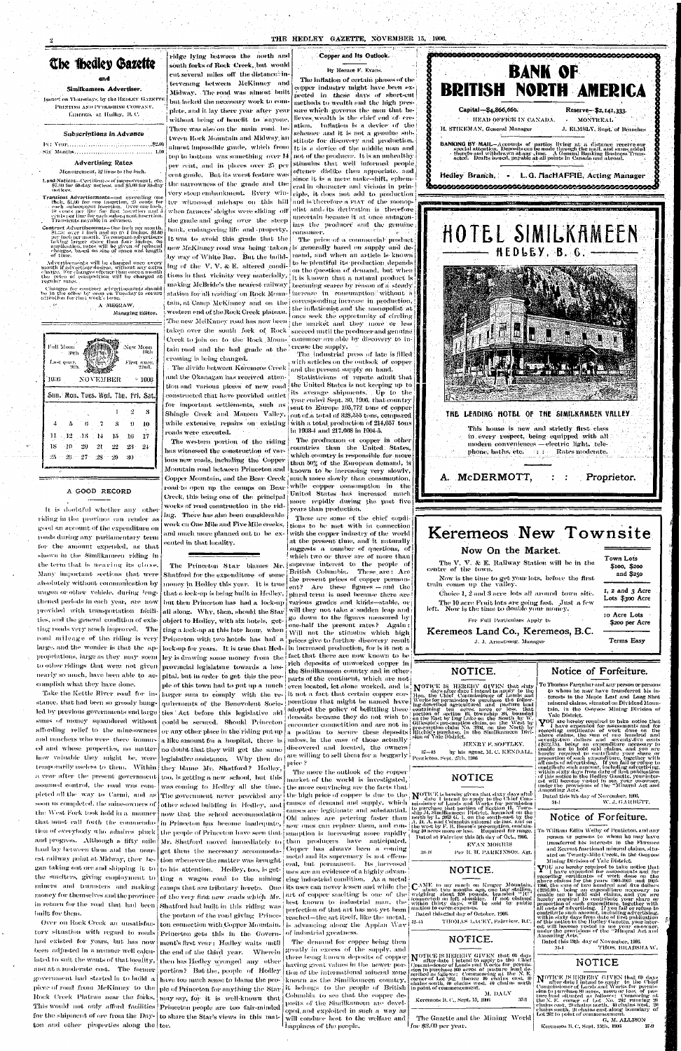# The Hedley Gazette

## and

## Similkameen Advertiser.

Issued on Thursdays, by the Hedley Gazette Printing and Publishing Company, Limited, at Hedley, B. C.

### Subscriptions in Advance

Per Year ..................................... $2.00
Six Months ..................................... 1.00

### Advertising Rates

Measurement, 12 lines to the inch.

Land Notices—Certificates of improvement, etc. $7.00 for 60-day notices, and $5.00 for 30-day notices.

Transient Advertisements—not exceeding one inch, $1.00 for one insertion, 25 cents for each subsequent insertion. Over one inch, 10 cents per line for first insertion and 5 cents per line for each subsequent insertion. Transients payable in advance.

Contract Advertisements—One inch per month, $1.25; over 1 inch and up to 4 inches, $1.00 per inch per month. To constant advertisers taking larger space than four inches, on application, rates will be given of reduced charges, based on size of space and length of time.

Advertisements will be changed once every month if advertiser desires, without any extra charge. For changes oftener than once a month the price of composition will be charged at regular rates.

Changes for contract advertisements should be in the office by noon on Tuesday to secure attention for that week's issue.

A. MEGRAW, Managing Editor.

| Full Moon 1st | | | | | | New Moon 16th |
|---|---|---|---|---|---|---|
| Last quar. 9th | | | | | | First quar. 22nd. |
| 1906 | | | NOVEMBER | | | 1906 |
| Sun. | Mon. | Tues. | Wed. | Thu. | Fri. | Sat. |
| | | | | 1 | 2 | 3 |
| 4 | 5 | 6 | 7 | 8 | 9 | 10 |
| 11 | 12 | 13 | 14 | 15 | 16 | 17 |
| 18 | 19 | 20 | 21 | 22 | 23 | 24 |
| 25 | 26 | 27 | 28 | 29 | 30 | |

## A GOOD RECORD

It is doubtful whether any other riding in the province can render as good an account of the expenditure on roads during any parliamentary term for the amount expended, as that shown in the Similkameen riding in the term that is nearing its close. Many important sections that were absolutely without communication by wagon or other vehicle, during lengthened periods in each year, are now provided with transportation facilities, and the general condition of existing roads very much improved. The road mileage of the riding is very large, and the wonder is that the appropriations, large as they may seem to other ridings that were not given nearly so much, have been able to accomplish what they have done.

Take the Kettle River road for instance, that had been so grossly bungled by previous governments and large sums of money squandered without affording relief to the mine-owners and ranchers who were there immured and whose properties, no matter how valuable they might be, were temporarily useless to them. Within a year after the present government assumed control, the road was completed all the way to Carmi, and as soon as completed, the mine-owners of the West Fork took hold in a manner that must call forth the commendation of everybody who admires pluck and progress. Although a fifty mile haul lay between them and the nearest railway point at Midway, they began taking out ore and shipping it to the smelters, giving employment to miners and teamsters and making money for themselves and the province in return for the road that had been built for them.

Over on Rock Creek an unsatisfactory situation with regard to roads had existed for years, but has now been adjusted in a manner well calculated to suit the wants of that locality, and at a moderate cost. The former government had started in to build a piece of road from McKinney to the Rock Creek Plateau near the forks. This would not only afford facilities for the shipment of ore from the Dayton and other properties along the ridge lying between the north and south forks of Rock Creek, but would cut several miles off the distance intervening between McKinney and Midway. The road was almost built but lacked the necessary work to complete, and it lay there year after year without being of benefit to anyone. There was also on the main road between Rock Mountain and Midway an almost impossible grade, which from top to bottom was something over 14 per cent, and in places over 25 per cent grade. But its worst feature was the narrowness of the grade and the very steep embankment. Every winter witnessed mishaps on this hill when farmers' sleighs were sliding off the grade and going over the steep bank, endangering life and property. It was to avoid this grade that the new McKinney road was being taken by way of White Bar. But the building of the V. V. & E. altered conditions in that vicinity very materially, making McBride's the nearest railway station for all residing on Rock Mountain, Camp McKinney and on the western end of the Rock Creek plateau. The new McKinney road has now been taken over the south fork of Rock Creek to join on to the Rock Mountain road and the bad grade at the crossing is being changed.

The divide between Keremeos Creek and the Okanagan has received attention and various pieces of new road constructed that have provided outlet for important settlements, such as Shingle Creek and Marron Valley, while extensive repairs on existing roads were executed.

The western portion of the riding has witnessed the construction of various new roads, including the Copper Mountain road between Princeton and Copper Mountain, and the Bear Creek road to open up the camps on Bear Creek, this being one of the principal works of road construction in the riding. There has also been considerable work on One Mile and Five Mile creeks, and much more planned out to be executed in that locality.

The Princeton Star blames Mr. Shatford for the expenditure of some money in Hedley this year. It is true that a lock-up is being built in Hedley, but then Princeton has had a lock-up all along. Why, then, should the Star object to Hedley, with six hotels, getting a lock-up at this late hour, when Princeton with two hotels has had a lock-up for years. It is true that Hedley is drawing some money from the provincial legislature towards a hospital, but in order to get this the people of this town had to put up a much larger sum to comply with the requirements of the Benevolent Societies' Act before this legislative aid could be secured. Should Princeton or any other place in the riding put up a like amount for a hospital, there is no doubt that they will get the same legislative assistance. Why then do they blame Mr. Shatford? Hedley, too, is getting a new school, but this was coming to Hedley all the time. The government never provided any other school building in Hedley, and now that the school accommodation in Princeton has become inadequate, the people of Princeton have seen that Mr. Shatford moved immediately to get them the necessary accommodation whenever the matter was brought to his attention. Hedley, too, is getting a wagon road to the mining camps that are tributary hereto. One of the very first new roads which Mr. Shatford had built in this riding was the portion of the road giving Princeton connection with Copper Mountain. Princeton gets this in the Government's first year; Hedley waits until the end of the third year. Wherein then has Hedley wronged any other portion? But the people of Hedley have too much sense to blame the people of Princeton for anything the Star may say, for it is well-known that Princeton people are too fair-minded to share the Star's views in this matter.

## Copper and Its Outlook.

By Horace F. Evans.

The inflation of certain phases of the copper industry might have been expected in these days of short-cut methods to wealth and the high pressure which governs the man that believes, wealth is the chief end of creation. Inflation is a device of the schemer and it is not a genuine substitute for discovery and production. It is a device of the middle man and not of the producer. It is an unhealthy stimulus that well informed people oftener dislike than appreciate, and since it is a mere make-shift, ephemeral in character and vicious in principle, it does not add to production and is therefore a PIAT of the monopolist and its derivation is therefore uncertain because it at once antagonizes the producer and the genuine consumer.

The price of a commercial product is generally based on supply and demand, and when an article is known to be plentiful its production depends on the question of demand, but when it is known that a natural product is becoming scarce by reason of a steady increase in consumption without a corresponding increase in production, the inflationist and the monopolist at once seek the opportunity of circling the market and they move or less succeed until the producer and genuine consumer are able by discovery to increase the supply.

The industrial press of late is filled with articles on the outlook of copper and the present supply on hand.

Statisticians of repute admit that the United States is not keeping up to its average shipments. Up to the year ended Sept. 30, 1906, that country sent to Europe 195,772 tons of copper out of a total of 228,555 tons, compared with a total production of 214,057 tons in 1903-4 and 217,008 in 1904-5.

The production of copper in other countries than the United States, which country is responsible for more than 50% of the European demand, is known to be increasing very slowly, much more slowly than consumption, while copper consumption in the United States has increased much more rapidly during the past five years than production.

These are some of the chief conditions to be met with in connection with the copper industry of the world at the present time, and it naturally suggests a number of questions, of which two or three are of more than supreme interest to the people of British Columbia. These are: Are the present prices of copper permanent? Are these figures — and the plural term is used because there are various grades and kinds—stable, or will they not take a sudden leap and go down to the figures measured by one-half the present rates? Again: Will not the stimulus which high prices give to further discovery result in increased production, for it is not a fact that there are now known to be rich deposits of unworked copper in the Similkameen country and in other parts of the continent, which are not even located, let alone worked, and is it not a fact that certain powerful corporations that might be named have adopted the policy of belittling these deposits because they do not wish to encounter competition and are not in a position to secure these deposits unless, in the case of those actually discovered and located, the owners are willing to sell them for a beggarly price?

The more the outlook of the copper market of the world is investigated, the more convincing are the facts that the high price of copper is due to the causes of demand and supply, which causes are legitimate and substantial. Old mines are petering faster than new ones can replace them, and consumption is increasing more rapidly than producers have anticipated. Copper has always been a coming metal and its supremacy is not effemeral, but permanent. Its increased uses are an evidence of a highly advancing industrial condition. As a metal its uses can never lessen and while the art of copper smelting is one of the best known to industrial man, the perfection of that art has not yet been reached—the art itself, like the metal, is advancing along the Appian Way of industrial greatness.

The demand for copper being then greatly in excess of the supply, and there being known deposits of copper having great values in the newer portion of the international mineral zone known as the Similkameen country, it belongs to the people of British Columbia to see that the copper deposits of the Similkameen are developed and exploited in such a way as will conduce best to the welfare and happiness of the people.

# BANK OF BRITISH NORTH AMERICA

Capital—$4,866,666. Reserve—$2,141,333.

HEAD OFFICE IN CANADA. - MONTREAL

H. STIKEMAN, General Manager — J. ELMSLY, Supt. of Branches

BANKING BY MAIL—Accounts of parties living at a distance receive our special attention. Deposits can be made through the mail, and sums added thereto and withdrawn at any time. A General Banking Business Transacted. Drafts issued, payable at all points in Canada and abroad.

Hedley Branch, - L. G. MacHAFFIE, Acting Manager

# HOTEL SIMILKAMEEN

HEDLEY, B. C.

THE LEADING HOTEL OF THE SIMILKAMEEN VALLEY

This house is new and strictly first class in every respect, being equipped with all modern conveniences—electric light, telephone, baths, etc. : : Rates moderate.

A. McDERMOTT, : : Proprietor.

# Keremeos New Townsite

## Now On the Market.

The V. V. & E. Railway Station will be in the centre of the town.

Now is the time to get your lots, before the first train comes up the valley.

Choice 1, 2 and 3 acre lots all around town site.

The 10 acre Fruit lots are going fast. Just a few left. Now is the time to double your money.

For Full Particulars Apply to

Keremeos Land Co., Keremeos, B.C.

J. J. Armstrong, Manager

Town Lots $100, $200 and $250

1, 2 and 3 Acre Lots $300 Acre

10 Acre Lots $200 per Acre

Terms Easy

## NOTICE.

NOTICE IS HEREBY GIVEN that sixty days after date I intend to apply to the Hon. the Chief Commissioner of Lands and Works for permission to purchase the following described agricultural and pasture land containing ten acres, more or less, that portion of section 16, township 26, bounded on the East by Dog Lake on the South by W. Gillespie's pre-emption claim, on the West by pre-emption claim No. 3894, on the North by Ritchie's purchase, in the Similkameen Division of Yale District.

HENRY F. SOFTLEY.

37-45 by his agent, M. C. KENDALL.

Penticton, Sept. 27th, 1906

## NOTICE

NOTICE is hereby given that sixty days after date I intend to apply to the Chief Commissioner of Lands and Works for permission to purchase that portion of Section 11, Township 54, Similkameen District, bounded on the north by L. 2063 G. 1, on the south-east by the K. & R. and Columbia mineral claims, and on the west by F. H. Bunce's pre-emption, containing 40 acres more or less. Required for ranching.

Dated at Fairview this 5th day of Oct., 1906.

EVAN MORRIS

38-18 Per R. H. PARKINSON, Agt.

## NOTICE.

CAME to my ranch on Kruger Mountain, about two months ago, one bay stallion, weighing about 900 pounds, branded "JC" connected on left shoulder. If not claimed within thirty days will be sold by public auction to cover expenses.

Dated this 22nd day of October, 1906.

32-45 THOMAS LACEY, Fairview, B.C.

## NOTICE.

NOTICE IS HEREBY GIVEN that 60 days after date I intend to apply to the Chief Commissioner of Lands and Works for permission to purchase 80 acres of pasture land described as follows: Commencing at the N. E. corner of Lot 262, thence 40 chains east, 20 chains south, 40 chains west, 20 chains north to point of commencement.

M. DALY

Keremeos B. C., Sept. 13, 1906. 37-9

The Gazette and the Mining World for $3.00 per year.

## Notice of Forfeiture.

To Thomas Farquhar and any person or persons to whom he may have transferred his interests in the Maple Leaf and Long Shot mineral claims, situated on Dividend Mountain, in the Osoyoos Mining Division of Yale District.

YOU are hereby required to take notice that I have expended for assessments and for recording certificates of work done on the above claims, the sum of one hundred and seventy-two dollars and seventy-five cents ($172.75), being an expenditure necessary to enable me to hold said claims, and you are hereby required to contribute your share or proportion of such expenditure, together with all costs of advertising. If you fail or refuse to contribute such amount, including advertising, within 90 days from date of first publication of this notice in the Hedley Gazette, your interest will become vested in me, your co-owner, under the provisions of the "Mineral Act and Amending Acts."

Dated this 8th day of November, 1906.

34-1 W. J. GARRETT.

## Notice of Forfeiture.

To William Edlin Welby of Penticton, and any person or persons to whom he may have transferred his interests in the Florence and Zecoret fractional mineral claims, situated on Twenty-Mile Creek, in the Osoyoos Mining Division of Yale District.

YOU are hereby required to take notice that I have expended for assessments and for recording certificates of work done on the above claims for the years 1904-1905 and 1905-1906, the sum of two hundred and five dollars ($205.00), being an expenditure necessary to enable me to hold said claims, and you are hereby required to contribute your share or proportion of such expenditure, together with all costs of advertising. If you fail or refuse to contribute such amount, including advertising, within ninety days from the date of first publication of this notice in the Hedley Gazette, your interest will become vested in me your co-owner, under the provisions of the "Mineral Act and Amending Acts."

Dated this 12th day of November, 1906.

34-1 THOS. BRADSHAW.

## NOTICE

NOTICE IS HEREBY GIVEN that 60 days after date I intend to apply to the Chief Commissioner of Lands and Works for permission to purchase 80 acres, more or less, of pasture land situated as follows: Commencing at the N. E. corner of Lot No. 262 running 20 chains east, 20 chains north, 40 chains west, 20 chains south, 20 chains east along boundary of Lot 262 to point of commencement.

G. M. ALLISON

Keremeos B. C., Sept. 13th, 1906 37-9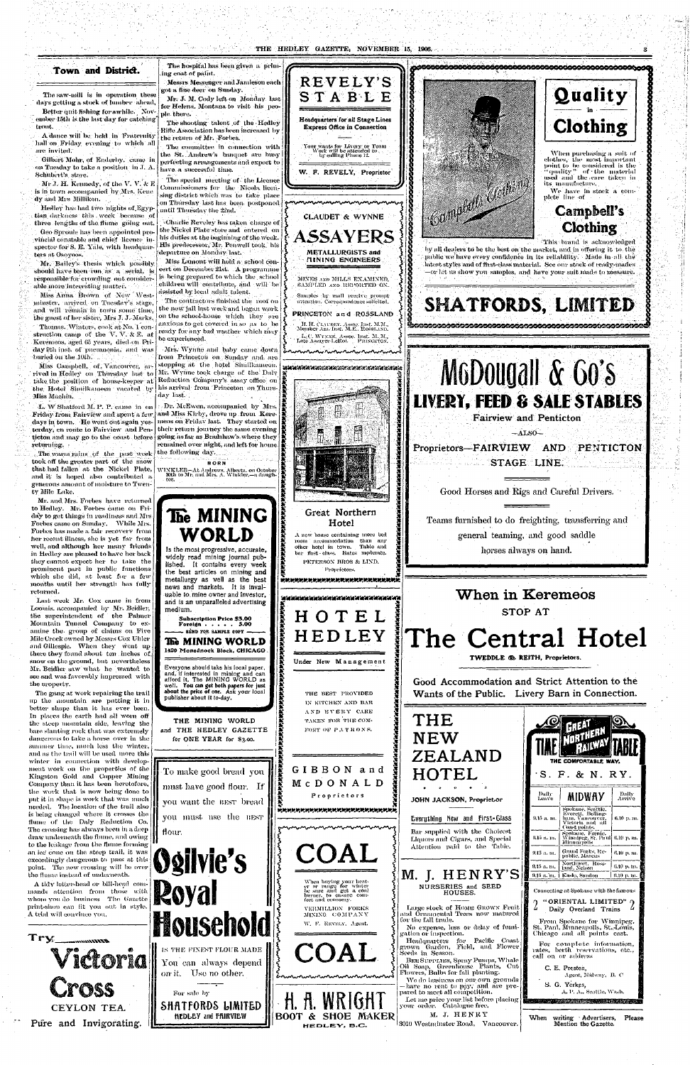## Town and District.

The saw-mill is in operation these days getting a stock of lumber ahead.

Better quit fishing for awhile. November 15th is the last day for catching trout.

A dance will be held in Fraternity hall on Friday evening to which all are invited.

Gilbert Mohr, of Enderby, came in on Tuesday to take a position in J. A. Schubert's store.

Mr. J. H. Kennedy, of the V. V. & E. is in town accompanied by Mrs. Kennedy and Mrs. Milliken.

Hedley has had two nights of Egyptian darkness this week because of three lengths of the flume going out.

Geo Sproule has been appointed provincial constable and chief license inspector for S. E. Yale, with headquarters at Osoyoos.

Mr. Bailey's thesis which possibly should have been run as a serial, is responsible for crowding out considerable more interesting matter.

Miss Anna Brown of New Westminster, arrived on Tuesday's stage, and will remain in town some time, the guest of her sister, Mrs. J. J. Marks.

Thomas Winters, cook at No. 1 construction camp of the V. V. & E. at Keremeos, aged 65 years, died on Friday 9th inst. of pneumonia, and was buried on the 10th.

Miss Campbell, of Vancouver, arrived in Hedley on Thursday last to take the position of house-keeper at the Hotel Similkameen vacated by Miss Machin.

L. W Shatford M. P. P. came in on Friday from Fairview and spent a few days in town. He went out again yesterday, en route to Fairview and Penticton and may go to the coast before returning.

The warm rains of the past week took off the greater part of the snow that had fallen at the Nickel Plate, and it is hoped also contributed a generous amount of moisture to Twenty Mile Lake.

Mr. and Mrs. Forbes have returned to Hedley. Mr. Forbes came on Friday to get things in readiness and Mrs Forbes came on Sunday. While Mrs. Forbes has made a fair recovery from her recent illness, she is yet far from well, and although her many friends in Hedley are pleased to have her back they cannot expect her to take the prominent part in public functions which she did, at least for a few months until her strength has fully returned.

Last week Mr. Cox came in from Loomis, accompanied by Mr. Beidler, the superintendent of the Palmer Mountain Tunnel Company to examine the group of claims on Five Mile Creek owned by Messrs Cox Uhler and Gillespie. When they went up there they found about ten inches of snow on the ground, but nevertheless Mr. Beidler saw what he wanted to see and was favorably impressed with the property.

The gang at work repairing the trail up the mountain are putting it in better shape than it has ever been. In places the earth had all worn off the steep mountain side, leaving the bare slanting rock that was extremely dangerous to take a horse over in the summer time, much less the winter, and as the trail will be used more this winter in connection with development work on the properties of the Kingston Gold and Copper Mining Company than it has been heretofore, the work that is now being done to put it in shape is work that was much needed. The location of the trail also is being changed where it crosses the flume of the Daly Reduction Co. The crossing has always been in a deep draw underneath the flume, and owing to the leakage from the flume forming an ice cone on the steep trail, it was exceedingly dangerous to pass at this point. The new crossing will be over the flume instead of underneath.

A tidy letter-head or bill-head commands attention from those with whom you do business. The Gazette print-shop can fit you out in style. A trial will convince you.

The hospital has been given a priming coat of paint.

Messrs Messenger and Jamieson each got a fine deer on Sunday.

Mr. J. M. Cody left on Monday last for Helena, Montana to visit his people there.

The shooting talent of the Hedley Rifle Association has been increased by the return of Mr. Forbes.

The committee in connection with the St. Andrew's banquet are busy perfecting arrangements and expect to have a successful time.

The special meeting of the Licence Commissioners for the Nicola licensing district which was to take place on Thursday last has been postponed until Thursday the 22nd.

Charlie Reveley has taken charge of the Nickel Plate store and entered on his duties at the beginning of the week. His predecessor, Mr. Pennell took his departure on Monday last.

Miss Lamont will hold a school concert on December 21st. A programme is being prepared to which the school children will contribute, and will be assisted by local adult talent.

The contractors finished the roof on the new jail last week and began work on the school-house which they are anxious to get covered in so as to be ready for any bad weather which may be experienced.

Mrs. Wynne and baby came down from Princeton on Sunday and are stopping at the hotel Similkameen. Mr. Wynne took charge of the Daly Reduction Company's assay office on his arrival from Princeton on Thursday last.

Dr. McEwen, accompanied by Mrs. and Miss Kirby, drove up from Keremeos on Friday last. They started on their return journey the same evening going as far as Bradshaw's where they remained over night, and left for home the following day.

**BORN**

WINKLER—At Andrews, Alberta, on October 30th to Mr. and Mrs. A. Winkler,—a daughter.

---

# The MINING WORLD

Is the most progressive, accurate, widely read mining journal published. It contains every week the best articles on mining and metallurgy as well as the best news and markets. It is invaluable to mine owner and investor, and is an unparalleled advertising medium.

**Subscription Price $5.00**
**Foreign . . . . . 5.00**
— SEND FOR SAMPLE COPY —

**The MINING WORLD**
**1420 Monadnock Block, CHICAGO**

Everyone should take his local paper, and, if interested in mining and can afford it, The MINING WORLD as well. **You can get both papers for just about the price of one.** Ask your local publisher about it to-day.

THE MINING WORLD and THE HEDLEY GAZETTE for ONE YEAR for $3.00.

---

To make good bread you must have good flour. If you want the BEST bread you must use the BEST flour.

# Ogilvie's Royal Household

IS THE FINEST FLOUR MADE

You can always depend on it. Use no other.

For sale by
**SHATFORDS LIMITED**
**HEDLEY and FAIRVIEW**

---

Try
# Victoria Cross
CEYLON TEA.
Pure and Invigorating.

---

# REVELY'S STABLE

**Headquarters for all Stage Lines Express Office in Connection**

Your wants for Livery or Team Work will be attended to by calling Phone 12.

**W. F. REVELY, Proprietor**

---

CLAUDET & WYNNE

# ASSAYERS

**METALLURGISTS and MINING ENGINEERS**

MINES AND MILLS EXAMINED, SAMPLED AND REPORTED ON.

Samples by mail receive prompt attention. Correspondence solicited.

**PRINCETON and ROSSLAND**

H. H. CLAUDET, Assoc. Inst. M.M., Member Am. Inst. M.E., ROSSLAND.
L. C. WYNNE, Assoc. Inst. M. M., Late Assayer LeRoi. PRINCETON.

---

## Great Northern Hotel

A new house containing more bed room accommodation than any other hotel in town. Table and bar first-class. Rates moderate.

PETERSON BROS & LIND, Proprietors.

---

# HOTEL HEDLEY

Under New Management

THE BEST PROVIDED IN KITCHEN AND BAR AND EVERY CARE TAKEN FOR THE COMFORT OF PATRONS.

GIBBON and McDONALD
Proprietors

---

# COAL

When buying your heater or range for winter be sure and get a coal burner, to ensure comfort and economy.

VERMILLION FORKS MINING COMPANY

W. F. REVELY, Agent.

# COAL

---

# H. A. WRIGHT
BOOT & SHOE MAKER
HEDLEY, B.C.

---

# Quality in Clothing

When purchasing a suit of clothes, the most important point to be considered is the "quality" of the material used and the care taken in its manufacture.

We have in stock a complete line of

## Campbell's Clothing

This brand is acknowledged by all dealers to be the best on the market, and in offering it to the public we have every confidence in its reliability. Made in all the latest styles and of first-class material. See our stock of ready-mades —or let us show you samples, and have your suit made to measure.

# SHATFORDS, LIMITED

---

# McDougall & Co's
## LIVERY, FEED & SALE STABLES

Fairview and Penticton
—ALSO—
Proprietors—FAIRVIEW AND PENTICTON STAGE LINE.

Good Horses and Rigs and Careful Drivers.

Teams furnished to do freighting, transferring and general teaming, and good saddle horses always on hand.

---

## When in Keremeos
STOP AT

# The Central Hotel

TWEDDLE & REITH, Proprietors.

Good Accommodation and Strict Attention to the Wants of the Public. Livery Barn in Connection.

---

# THE NEW ZEALAND HOTEL

JOHN JACKSON, Proprietor

Everything New and First-Class

Bar supplied with the Choicest Liquors and Cigars, and Special Attention paid to the Table.

---

# M. J. HENRY'S
NURSERIES and SEED HOUSES.

Large stock of HOME GROWN Fruit and Ornamental Trees now matured for the fall trade.

No expense, loss or delay of fumigation or inspection.

Headquarters for Pacific Coast grown Garden, Field, and Flower Seeds in Season.

BEE SUPPLIES, Spray Pumps, Whale Oil Soap, Greenhouse Plants, Cut Flowers, Bulbs for fall planting.

We do business on our own grounds —have no rent to pay, and are prepared to meet all competition.

Let me price your list before placing your order. Catalogue free.

M. J. HENRY
3010 Westminster Road, Vancouver.

---

# GREAT NORTHERN RAILWAY TIME TABLE
THE COMFORTABLE WAY.

## S. F. & N. RY.

| Daily Leave | MIDWAY | Daily Arrive |
|---|---|---|
| 9.15 a. m. | Spokane, Seattle, Everett, Bellingham, Vancouver, Victoria and all Coast points. | 6.10 p. m. |
| 9.15 a. m. | Spokane, Fernie, Winnipeg, St. Paul, Minneapolis | 6.10 p. m. |
| 9.15 a. m. | Grand Forks, Republic, Marcus | 6.10 p. m. |
| 9.15 a. m. | Northport, Rossland, Nelson | 6.10 p. m. |
| 9.15 a. m. | Kaslo, Sandon | 6.10 p. m. |

Connecting at Spokane with the famous

2 "ORIENTAL LIMITED" 2
Daily Overland Trains

From Spokane for Winnipeg, St. Paul, Minneapolis, St. Louis, Chicago and all points east.

For complete information, rates, berth reservations, etc., call on or address

C. E. Preston,
Agent, Midway, B. C.

S. G. Yerkes,
A. P. A., Seattle, Wash.

---

When writing Advertisers, Please Mention the Gazette.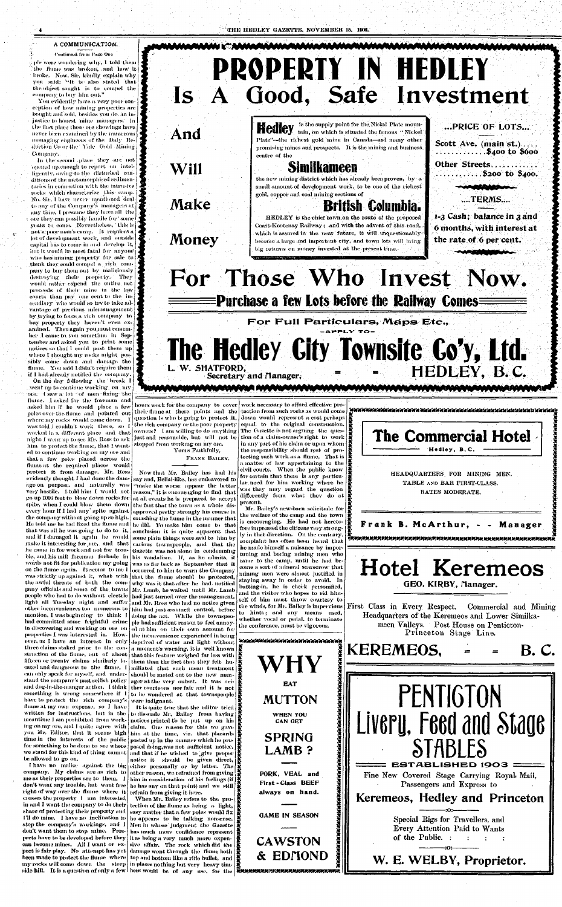## A COMMUNICATION.

Continued from Page One

ple were wondering why, I told them the flume was broken, and how it broke. Now, Sir, kindly explain why you said: "It is also stated that the object sought is to compel the company to buy him out."

You evidently have a very poor conception of how mining properties are bought and sold, besides you do an injustice to honest mine managers. In the first place these ore showings have never been examined by the numerous managing engineers of the Daly Reduction Co or the Yale Gold Mining Company.

In the second place they are not opened up enough to report on intelligently, owing to the disturbed conditions of the metamorphised sedimentaries in connection with the intrusive rocks which characterize this camp. No, Sir, I have never mentioned deal to any of the Company's managers at any time, I presume they have all the ore they can possibly handle for some years to come. Nevertheless, this is not a poor man's camp. It requires a lot of development work, and outside capital has to come in and develop it, but it would be most fatal for anyone who has mining property for sale to think they could compel a rich company to buy them out by maliciously destroying their property. They would rather expend the entire net proceeds of their mine in the law courts than pay one cent to the incendiary who would so try to take advantage of previous mismanagement by trying to force a rich company to buy property they haven't even examined. Then again you must remember I came to you sometime in September and asked you to print some notices so that I could post them up where I thought my rocks might possibly come down and damage the flume. You said I didn't require them if I had already notified the company.

On the day following the break I went up to continue working on my ore. I saw a lot of men fixing the flume. I asked for the foreman and asked him if he would place a few poles over the flume and pointed out where my rocks would come down. I was told I couldn't work there, so I worked in a different place and that night I went up to see Mr. Ross to ask him to protect the flume, that I wanted to continue working on my ore and that a few poles placed across the flume at the required places would protect it from damage. Mr. Ross evidently thought I had done the damage on purpose, and naturally was very hostile. I told him I would not go up 1000 feet to blow down rocks for spite, when I could blow them down every hour if I had any spite against the company without going up so high. He told me he had fixed the flume and that was all he was going to do to it, and if I damaged it again he would make it interesting for me, and that he came in for work and not for trouble, and his mill foreman forbade in words not fit for publication my going on the flume again. It seems to me I was strictly up against it, what with the awful threats of both the company officials and some of the towns people who had to do without electric light all Tuesday night and suffer other inconveniences too numerous to mention, I was beginning to think I had committed some frightful crime in discovering and working on ore on properties I was interested in. However, as I have an interest in only three claims staked prior to the construction of the flume, out of about fifteen or twenty claims similarly located and dangerous to the flume, I can only speak for myself, and understand the company's past selfish policy and dog-in-the-manger action. I think something is wrong somewhere if I have to protect the rich company's flume at my own expense, so I have written for instructions, but in the meantime I am prohibited from working on my ore, and I quite agree with you Mr. Editor, that it seems high time in the interests of the public for something to be done to see where we stand for this kind of thing cannot be allowed to go on.

I have no malice against the big company. My claims are as rich to me as their properties are to them. I don't want any trouble, but want free right of way over the flume where it crosses the property I am interested in and I want the company to do their share of protecting their property and I'll do mine. I have no inclination to stop the company's workings, and I don't want them to stop mine. Prospects have to be developed before they can become mines. All I want or expect is fair play. No attempt has yet been made to protect the flume where my rocks will come down the steep side hill. It is a question of only a few hours work for the company to cover their flume at these points and the question is who is going to protect it, the rich company or the poor property owners? I am willing to do anything just and reasonable, but will not be stopped from working on my ore.

Yours Faithfully,

FRANK BAILEY.

Now that Mr. Bailey has had his say and, Belial-like, has endeavored to "make the worse appear the better reason," it is encouraging to find that at all events he is prepared to accept the fact that the town as a whole disapproved pretty strongly his course in smashing the flume in the manner that he did. To make him come to that conclusion it is quite apparent that some plain things were said to him by various townspeople, and that the Gazette was not alone in condemning his vandalism. If, as he admits, it occurred to him as far back as September that it occurred to him to warn the Company that the flume should be protected, why was it that after he had notified Mr. Lamb, he waited until Mr. Lamb had just turned over the management, and Mr. Ross who had no notice given him had just assumed control, before doing the act. While the townspeople had sufficient reason to feel annoyed at him on their own account for the inconvenience experienced in being deprived of water and light without a moment's warning, it is well known that this feature weighed far less with them than the fact that they felt humiliated that such mean treatment should be meted out to the new manager at the very outset. It was neither courteous nor fair and it is not to be wondered at that townspeople were indignant.

It is quite true that the editor tried to dissuade Mr. Bailey from having notices printed to be put up on his claim. One reason for this we gave him at the time, viz. that placards posted up in the manner which he proposed doing, was not sufficient notice, and that if he wished to give proper notice it should be given direct, either personally or by letter. The other reason, we refrained from giving him in consideration of his feelings (if he has any on that point) and we still refrain from giving it here.

When Mr. Bailey refers to the protection of the flume as being a light, easy matter that a few poles would fix he appears to be talking nonsense. Men in whose judgment the Gazette has much more confidence represent it as being a very much more expensive affair. The rock which did the damage went through the flume both top and bottom like a rifle bullet, and in places nothing but very heavy timbers would be of any use, for the work necessary to afford effective protection from such rocks as would come down would represent a cost perhaps equal to the original construction. The Gazette is not arguing the question of a claim-owner's right to work in any part of his claim or upon whom the responsibility should rest of protecting such work as a flume. That is a matter of law appertaining to the civil courts. When the public know for certain that there is any particular need for him working where he was they may regard the question differently from what they do at present.

Mr. Bailey's new-born solicitude for the welfare of the camp and the town is encouraging. He had not heretofore impressed the citizens very strongly in that direction. On the contrary, complaint has often been heard that he made himself a nuisance by importuning and boring mining men who came to the camp, until he had become a sort of mineral scarecrow that mining men were almost justified in staying away in order to avoid. In butting-in, he is cheek personified, and the visitor who hopes to rid himself of him must throw courtesy to the winds, for Mr. Bailey is impervious to hints; and any means used, whether vocal or pedal, to terminate the conference, must be vigorous.

---

# PROPERTY IN HEDLEY
# Is A Good, Safe Investment

# And Will Make Money

**Hedley** is the supply point for the Nickel Plate mountain, on which is situated the famous "Nickel Plate"—the richest gold mine in Canada—and many other promising mines and prospects. It is the mining and business centre of the

## Similkameen

the new mining district which has already been proven, by a small amount of development work, to be one of the richest gold, copper and coal mining sections of

## British Columbia.

HEDLEY is the chief town on the route of the proposed Coast-Kootenay Railway; and with the advent of this road, which is assured in the near future, it will unquestionably become a large and important city, and town lots will bring big returns on money invested at the present time.

...PRICE OF LOTS...

Scott Ave. (main st.).......$400 to $600

Other Streets..............$200 to $400.

....TERMS....

1-3 Cash; balance in 3 and 6 months, with interest at the rate of 6 per cent.

# For Those Who Invest Now.

**Purchase a few Lots before the Railway Comes**

For Full Particulars, Maps Etc.,

—APPLY TO—

# The Hedley City Townsite Co'y, Ltd.

L. W. SHATFORD, Secretary and Manager, — HEDLEY, B. C.

---

# The Commercial Hotel

Hedley, B. C.

HEADQUARTERS FOR MINING MEN.

TABLE AND BAR FIRST-CLASS.

RATES MODERATE.

**Frank B. McArthur, - - Manager**

---

# Hotel Keremeos

GEO. KIRBY, Manager.

First Class in Every Respect. Commercial and Mining Headquarters of the Keremeos and Lower Similkameen Valleys. Post House on Penticton-Princeton Stage Line.

**KEREMEOS, - - B. C.**

---

# WHY

EAT

# MUTTON

WHEN YOU CAN GET

## SPRING LAMB?

PORK, VEAL and First-Class BEEF always on hand.

GAME IN SEASON

## CAWSTON & EDMOND

---

# PENTICTON Livery, Feed and Stage STABLES

ESTABLISHED 1903

Fine New Covered Stage Carrying Royal Mail, Passengers and Express to

**Keremeos, Hedley and Princeton**

Special Rigs for Travellers, and Every Attention Paid to Wants of the Public.

**W. E. WELBY, Proprietor.**